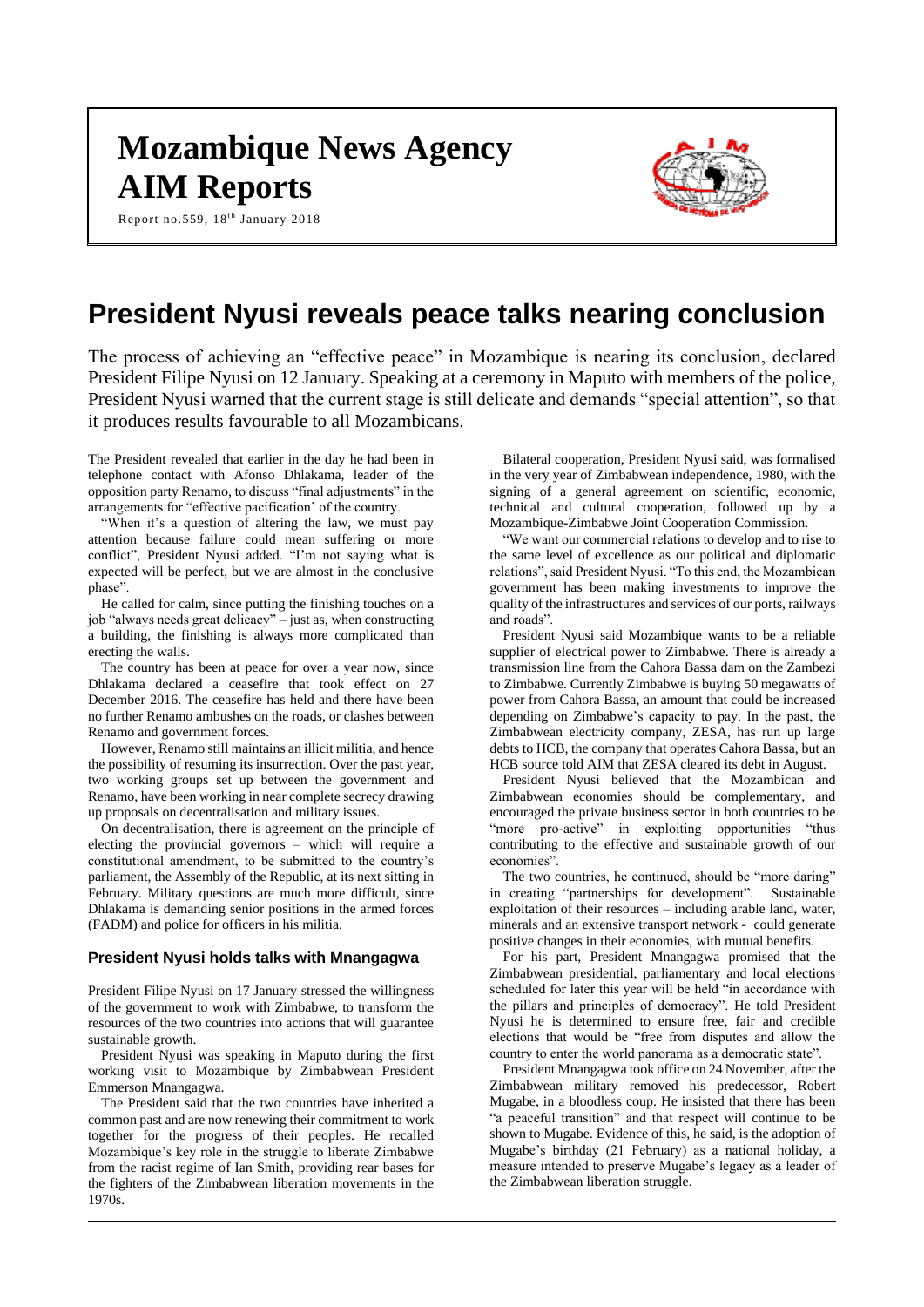# Mozambique News Agency AIM Reports

Report no.559, 18th January 2018

# President Nyusi reveals peace talks nearing conclusion

The process of achieving an "effective peace" in Mozambique is nearing its conclusion, declared President Filipe Nyusi on 12 January. Speaking at a ceremony in Maputo with members of the police, President Nyusi warned that the current stage is still delicate and demands "special attention", so that it produces results favourable to all Mozambicans.

The President revealed that earlier in the day he had been in telephone contact with Afonso Dhlakama, leader of the opposition party Renamo, to discuss "final adjustments" in the arrangements for "effective pacification' of the country.

"When it's a question of altering the law, we must pay attention because failure could mean suffering or more conflict", President Nyusi added. "I'm not saying what is expected will be perfect, but we are almost in the conclusive phase".

He called for calm, since putting the finishing touches on a job "always needs great delicacy" – just as, when constructing a building, the finishing is always more complicated than erecting the walls.

The country has been at peace for over a year now, since Dhlakama declared a ceasefire that took effect on 27 December 2016. The ceasefire has held and there have been no further Renamo ambushes on the roads, or clashes between Renamo and government forces.

However, Renamo still maintains an illicit militia, and hence the possibility of resuming its insurrection. Over the past year, two working groups set up between the government and Renamo, have been working in near complete secrecy drawing up proposals on decentralisation and military issues.

On decentralisation, there is agreement on the principle of electing the provincial governors – which will require a constitutional amendment, to be submitted to the country's parliament, the Assembly of the Republic, at its next sitting in February. Military questions are much more difficult, since Dhlakama is demanding senior positions in the armed forces (FADM) and police for officers in his militia.

### President Nyusi holds talks with Mnangagwa

President Filipe Nyusi on 17 January stressed the willingness of the government to work with Zimbabwe, to transform the resources of the two countries into actions that will guarantee sustainable growth.

President Nyusi was speaking in Maputo during the first working visit to Mozambique by Zimbabwean President Emmerson Mnangagwa.

The President said that the two countries have inherited a common past and are now renewing their commitment to work together for the progress of their peoples. He recalled Mozambique's key role in the struggle to liberate Zimbabwe from the racist regime of Ian Smith, providing rear bases for the fighters of the Zimbabwean liberation movements in the 1970s.

Bilateral cooperation, President Nyusi said, was formalised in the very year of Zimbabwean independence, 1980, with the signing of a general agreement on scientific, economic, technical and cultural cooperation, followed up by a Mozambique-Zimbabwe Joint Cooperation Commission.

"We want our commercial relations to develop and to rise to the same level of excellence as our political and diplomatic relations", said President Nyusi. "To this end, the Mozambican government has been making investments to improve the quality of the infrastructures and services of our ports, railways and roads".

President Nyusi said Mozambique wants to be a reliable supplier of electrical power to Zimbabwe. There is already a transmission line from the Cahora Bassa dam on the Zambezi to Zimbabwe. Currently Zimbabwe is buying 50 megawatts of power from Cahora Bassa, an amount that could be increased depending on Zimbabwe's capacity to pay. In the past, the Zimbabwean electricity company, ZESA, has run up large debts to HCB, the company that operates Cahora Bassa, but an HCB source told AIM that ZESA cleared its debt in August.

President Nyusi believed that the Mozambican and Zimbabwean economies should be complementary, and encouraged the private business sector in both countries to be "more pro-active" in exploiting opportunities "thus contributing to the effective and sustainable growth of our economies".

The two countries, he continued, should be "more daring" in creating "partnerships for development". Sustainable exploitation of their resources – including arable land, water, minerals and an extensive transport network - could generate positive changes in their economies, with mutual benefits.

For his part, President Mnangagwa promised that the Zimbabwean presidential, parliamentary and local elections scheduled for later this year will be held "in accordance with the pillars and principles of democracy". He told President Nyusi he is determined to ensure free, fair and credible elections that would be "free from disputes and allow the country to enter the world panorama as a democratic state".

President Mnangagwa took office on 24 November, after the Zimbabwean military removed his predecessor, Robert Mugabe, in a bloodless coup. He insisted that there has been "a peaceful transition" and that respect will continue to be shown to Mugabe. Evidence of this, he said, is the adoption of Mugabe's birthday (21 February) as a national holiday, a measure intended to preserve Mugabe's legacy as a leader of the Zimbabwean liberation struggle.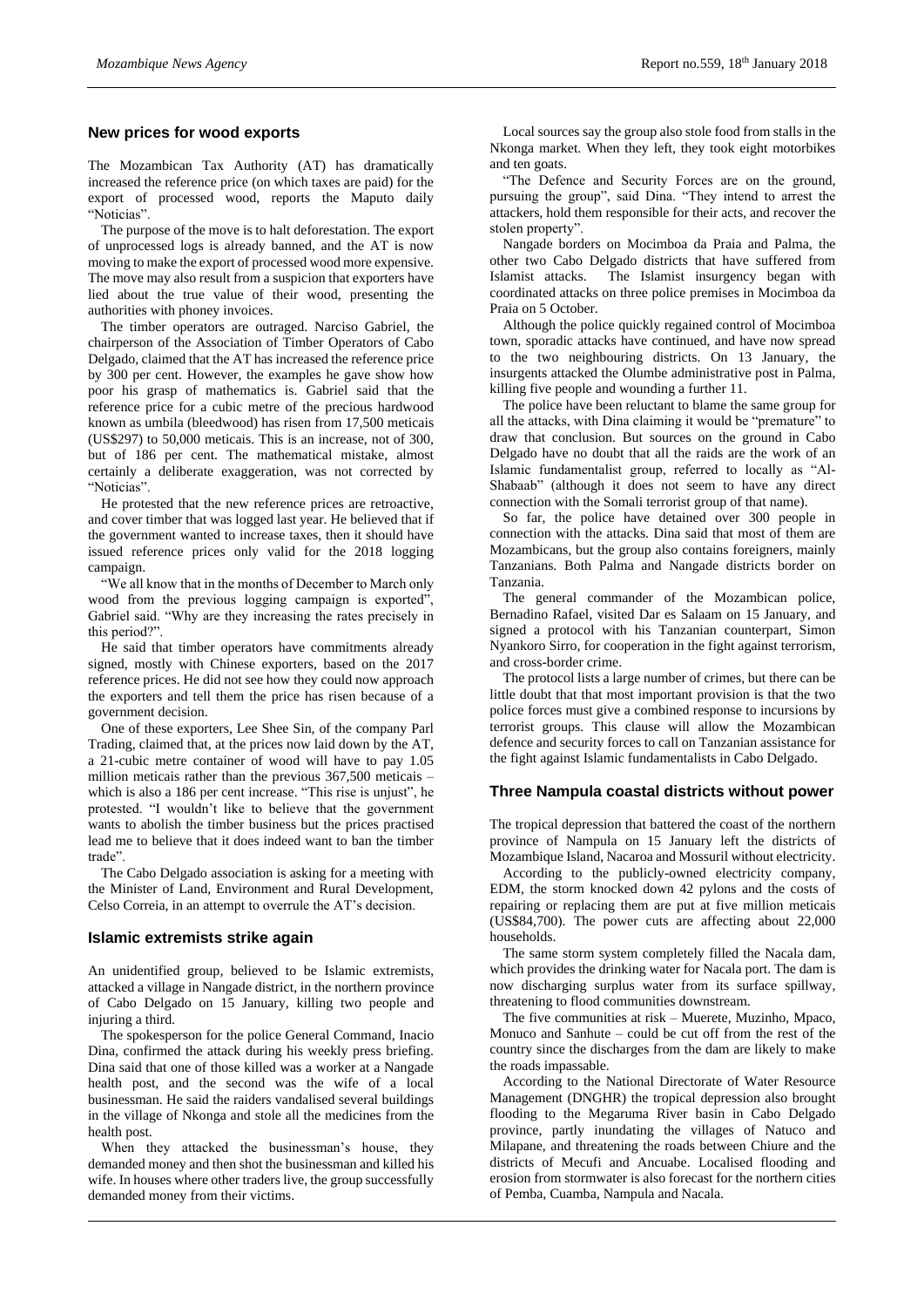## New prices for wood exports

The Mozambican Tax Authority (AT) has dramatically increased the reference price (on which taxes are paid) for the export of processed wood, reports the Maputo daily "Noticias".

The purpose of the move is to halt deforestation. The export of unprocessed logs is already banned, and the AT is now moving to make the export of processed wood more expensive. The move may also result from a suspicion that exporters have lied about the true value of their wood, presenting the authorities with phoney invoices.

The timber operators are outraged. Narciso Gabriel, the chairperson of the Association of Timber Operators of Cabo Delgado, claimed that the AT has increased the reference price by 300 per cent. However, the examples he gave show how poor his grasp of mathematics is. Gabriel said that the reference price for a cubic metre of the precious hardwood known as umbila (bleedwood) has risen from 17,500 meticais (US$297) to 50,000 meticais. This is an increase, not of 300, but of 186 per cent. The mathematical mistake, almost certainly a deliberate exaggeration, was not corrected by "Noticias".

He protested that the new reference prices are retroactive, and cover timber that was logged last year. He believed that if the government wanted to increase taxes, then it should have issued reference prices only valid for the 2018 logging campaign.

"We all know that in the months of December to March only wood from the previous logging campaign is exported", Gabriel said. "Why are they increasing the rates precisely in this period?".

He said that timber operators have commitments already signed, mostly with Chinese exporters, based on the 2017 reference prices. He did not see how they could now approach the exporters and tell them the price has risen because of a government decision.

One of these exporters, Lee Shee Sin, of the company Parl Trading, claimed that, at the prices now laid down by the AT, a 21-cubic metre container of wood will have to pay 1.05 million meticais rather than the previous 367,500 meticais – which is also a 186 per cent increase. "This rise is unjust", he protested. "I wouldn't like to believe that the government wants to abolish the timber business but the prices practised lead me to believe that it does indeed want to ban the timber trade".

The Cabo Delgado association is asking for a meeting with the Minister of Land, Environment and Rural Development, Celso Correia, in an attempt to overrule the AT's decision.

## Islamic extremists strike again

An unidentified group, believed to be Islamic extremists, attacked a village in Nangade district, in the northern province of Cabo Delgado on 15 January, killing two people and injuring a third.

The spokesperson for the police General Command, Inacio Dina, confirmed the attack during his weekly press briefing. Dina said that one of those killed was a worker at a Nangade health post, and the second was the wife of a local businessman. He said the raiders vandalised several buildings in the village of Nkonga and stole all the medicines from the health post.

When they attacked the businessman's house, they demanded money and then shot the businessman and killed his wife. In houses where other traders live, the group successfully demanded money from their victims.

Local sources say the group also stole food from stalls in the Nkonga market. When they left, they took eight motorbikes and ten goats.

"The Defence and Security Forces are on the ground, pursuing the group", said Dina. "They intend to arrest the attackers, hold them responsible for their acts, and recover the stolen property".

Nangade borders on Mocimboa da Praia and Palma, the other two Cabo Delgado districts that have suffered from Islamist attacks. The Islamist insurgency began with coordinated attacks on three police premises in Mocimboa da Praia on 5 October.

Although the police quickly regained control of Mocimboa town, sporadic attacks have continued, and have now spread to the two neighbouring districts. On 13 January, the insurgents attacked the Olumbe administrative post in Palma, killing five people and wounding a further 11.

The police have been reluctant to blame the same group for all the attacks, with Dina claiming it would be "premature" to draw that conclusion. But sources on the ground in Cabo Delgado have no doubt that all the raids are the work of an Islamic fundamentalist group, referred to locally as "Al-Shabaab" (although it does not seem to have any direct connection with the Somali terrorist group of that name).

So far, the police have detained over 300 people in connection with the attacks. Dina said that most of them are Mozambicans, but the group also contains foreigners, mainly Tanzanians. Both Palma and Nangade districts border on Tanzania.

The general commander of the Mozambican police, Bernadino Rafael, visited Dar es Salaam on 15 January, and signed a protocol with his Tanzanian counterpart, Simon Nyankoro Sirro, for cooperation in the fight against terrorism, and cross-border crime.

The protocol lists a large number of crimes, but there can be little doubt that that most important provision is that the two police forces must give a combined response to incursions by terrorist groups. This clause will allow the Mozambican defence and security forces to call on Tanzanian assistance for the fight against Islamic fundamentalists in Cabo Delgado.

## Three Nampula coastal districts without power

The tropical depression that battered the coast of the northern province of Nampula on 15 January left the districts of Mozambique Island, Nacaroa and Mossuril without electricity.

According to the publicly-owned electricity company, EDM, the storm knocked down 42 pylons and the costs of repairing or replacing them are put at five million meticais (US$84,700). The power cuts are affecting about 22,000 households.

The same storm system completely filled the Nacala dam, which provides the drinking water for Nacala port. The dam is now discharging surplus water from its surface spillway, threatening to flood communities downstream.

The five communities at risk – Muerete, Muzinho, Mpaco, Monuco and Sanhute – could be cut off from the rest of the country since the discharges from the dam are likely to make the roads impassable.

According to the National Directorate of Water Resource Management (DNGHR) the tropical depression also brought flooding to the Megaruma River basin in Cabo Delgado province, partly inundating the villages of Natuco and Milapane, and threatening the roads between Chiure and the districts of Mecufi and Ancuabe. Localised flooding and erosion from stormwater is also forecast for the northern cities of Pemba, Cuamba, Nampula and Nacala.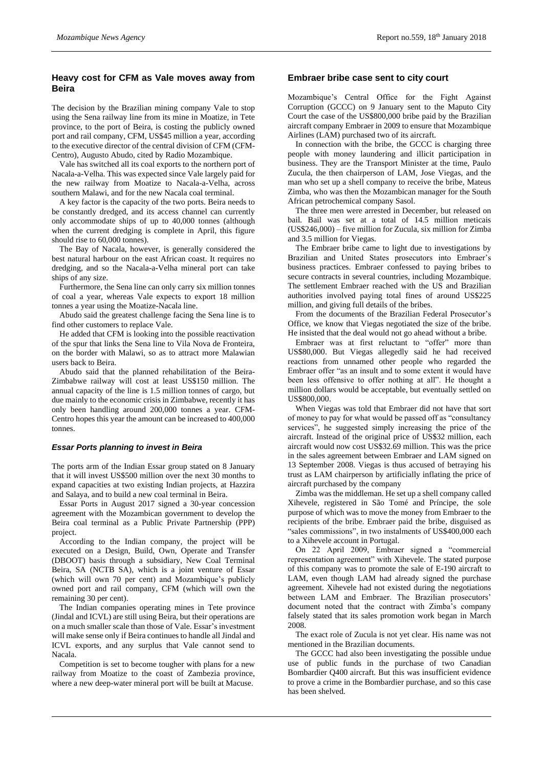## Heavy cost for CFM as Vale moves away from Beira

The decision by the Brazilian mining company Vale to stop using the Sena railway line from its mine in Moatize, in Tete province, to the port of Beira, is costing the publicly owned port and rail company, CFM, US$45 million a year, according to the executive director of the central division of CFM (CFM-Centro), Augusto Abudo, cited by Radio Mozambique.

Vale has switched all its coal exports to the northern port of Nacala-a-Velha. This was expected since Vale largely paid for the new railway from Moatize to Nacala-a-Velha, across southern Malawi, and for the new Nacala coal terminal.

A key factor is the capacity of the two ports. Beira needs to be constantly dredged, and its access channel can currently only accommodate ships of up to 40,000 tonnes (although when the current dredging is complete in April, this figure should rise to 60,000 tonnes).

The Bay of Nacala, however, is generally considered the best natural harbour on the east African coast. It requires no dredging, and so the Nacala-a-Velha mineral port can take ships of any size.

Furthermore, the Sena line can only carry six million tonnes of coal a year, whereas Vale expects to export 18 million tonnes a year using the Moatize-Nacala line.

Abudo said the greatest challenge facing the Sena line is to find other customers to replace Vale.

He added that CFM is looking into the possible reactivation of the spur that links the Sena line to Vila Nova de Fronteira, on the border with Malawi, so as to attract more Malawian users back to Beira.

Abudo said that the planned rehabilitation of the Beira-Zimbabwe railway will cost at least US$150 million. The annual capacity of the line is 1.5 million tonnes of cargo, but due mainly to the economic crisis in Zimbabwe, recently it has only been handling around 200,000 tonnes a year. CFM-Centro hopes this year the amount can be increased to 400,000 tonnes.

### *Essar Ports planning to invest in Beira*

The ports arm of the Indian Essar group stated on 8 January that it will invest US$500 million over the next 30 months to expand capacities at two existing Indian projects, at Hazzira and Salaya, and to build a new coal terminal in Beira.

Essar Ports in August 2017 signed a 30-year concession agreement with the Mozambican government to develop the Beira coal terminal as a Public Private Partnership (PPP) project.

According to the Indian company, the project will be executed on a Design, Build, Own, Operate and Transfer (DBOOT) basis through a subsidiary, New Coal Terminal Beira, SA (NCTB SA), which is a joint venture of Essar (which will own 70 per cent) and Mozambique's publicly owned port and rail company, CFM (which will own the remaining 30 per cent).

The Indian companies operating mines in Tete province (Jindal and ICVL) are still using Beira, but their operations are on a much smaller scale than those of Vale. Essar's investment will make sense only if Beira continues to handle all Jindal and ICVL exports, and any surplus that Vale cannot send to Nacala.

Competition is set to become tougher with plans for a new railway from Moatize to the coast of Zambezia province, where a new deep-water mineral port will be built at Macuse.

## Embraer bribe case sent to city court

Mozambique's Central Office for the Fight Against Corruption (GCCC) on 9 January sent to the Maputo City Court the case of the US$800,000 bribe paid by the Brazilian aircraft company Embraer in 2009 to ensure that Mozambique Airlines (LAM) purchased two of its aircraft.

In connection with the bribe, the GCCC is charging three people with money laundering and illicit participation in business. They are the Transport Minister at the time, Paulo Zucula, the then chairperson of LAM, Jose Viegas, and the man who set up a shell company to receive the bribe, Mateus Zimba, who was then the Mozambican manager for the South African petrochemical company Sasol.

The three men were arrested in December, but released on bail. Bail was set at a total of 14.5 million meticais (US$246,000) – five million for Zucula, six million for Zimba and 3.5 million for Viegas.

The Embraer bribe came to light due to investigations by Brazilian and United States prosecutors into Embraer's business practices. Embraer confessed to paying bribes to secure contracts in several countries, including Mozambique. The settlement Embraer reached with the US and Brazilian authorities involved paying total fines of around US$225 million, and giving full details of the bribes.

From the documents of the Brazilian Federal Prosecutor's Office, we know that Viegas negotiated the size of the bribe. He insisted that the deal would not go ahead without a bribe.

Embraer was at first reluctant to "offer" more than US$80,000. But Viegas allegedly said he had received reactions from unnamed other people who regarded the Embraer offer "as an insult and to some extent it would have been less offensive to offer nothing at all". He thought a million dollars would be acceptable, but eventually settled on US$800,000.

When Viegas was told that Embraer did not have that sort of money to pay for what would be passed off as "consultancy services", he suggested simply increasing the price of the aircraft. Instead of the original price of US$32 million, each aircraft would now cost US$32.69 million. This was the price in the sales agreement between Embraer and LAM signed on 13 September 2008. Viegas is thus accused of betraying his trust as LAM chairperson by artificially inflating the price of aircraft purchased by the company

Zimba was the middleman. He set up a shell company called Xihevele, registered in São Tomé and Príncipe, the sole purpose of which was to move the money from Embraer to the recipients of the bribe. Embraer paid the bribe, disguised as "sales commissions", in two instalments of US$400,000 each to a Xihevele account in Portugal.

On 22 April 2009, Embraer signed a "commercial representation agreement" with Xihevele. The stated purpose of this company was to promote the sale of E-190 aircraft to LAM, even though LAM had already signed the purchase agreement. Xihevele had not existed during the negotiations between LAM and Embraer. The Brazilian prosecutors' document noted that the contract with Zimba's company falsely stated that its sales promotion work began in March 2008.

The exact role of Zucula is not yet clear. His name was not mentioned in the Brazilian documents.

The GCCC had also been investigating the possible undue use of public funds in the purchase of two Canadian Bombardier Q400 aircraft. But this was insufficient evidence to prove a crime in the Bombardier purchase, and so this case has been shelved.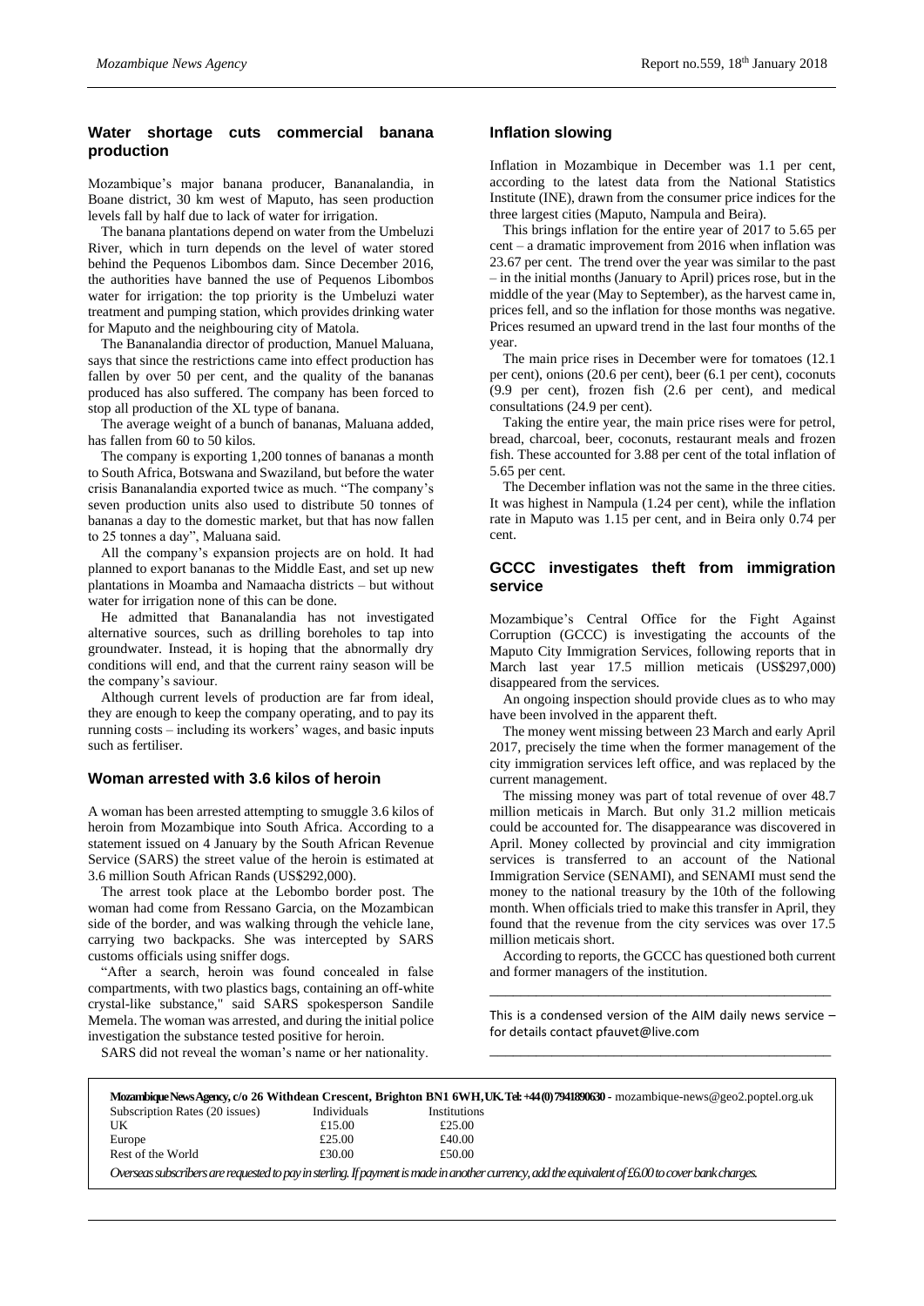## Water shortage cuts commercial banana production

Mozambique's major banana producer, Bananalandia, in Boane district, 30 km west of Maputo, has seen production levels fall by half due to lack of water for irrigation.

The banana plantations depend on water from the Umbeluzi River, which in turn depends on the level of water stored behind the Pequenos Libombos dam. Since December 2016, the authorities have banned the use of Pequenos Libombos water for irrigation: the top priority is the Umbeluzi water treatment and pumping station, which provides drinking water for Maputo and the neighbouring city of Matola.

The Bananalandia director of production, Manuel Maluana, says that since the restrictions came into effect production has fallen by over 50 per cent, and the quality of the bananas produced has also suffered. The company has been forced to stop all production of the XL type of banana.

The average weight of a bunch of bananas, Maluana added, has fallen from 60 to 50 kilos.

The company is exporting 1,200 tonnes of bananas a month to South Africa, Botswana and Swaziland, but before the water crisis Bananalandia exported twice as much. "The company's seven production units also used to distribute 50 tonnes of bananas a day to the domestic market, but that has now fallen to 25 tonnes a day", Maluana said.

All the company's expansion projects are on hold. It had planned to export bananas to the Middle East, and set up new plantations in Moamba and Namaacha districts – but without water for irrigation none of this can be done.

He admitted that Bananalandia has not investigated alternative sources, such as drilling boreholes to tap into groundwater. Instead, it is hoping that the abnormally dry conditions will end, and that the current rainy season will be the company's saviour.

Although current levels of production are far from ideal, they are enough to keep the company operating, and to pay its running costs – including its workers' wages, and basic inputs such as fertiliser.

## Woman arrested with 3.6 kilos of heroin

A woman has been arrested attempting to smuggle 3.6 kilos of heroin from Mozambique into South Africa. According to a statement issued on 4 January by the South African Revenue Service (SARS) the street value of the heroin is estimated at 3.6 million South African Rands (US$292,000).

The arrest took place at the Lebombo border post. The woman had come from Ressano Garcia, on the Mozambican side of the border, and was walking through the vehicle lane, carrying two backpacks. She was intercepted by SARS customs officials using sniffer dogs.

"After a search, heroin was found concealed in false compartments, with two plastics bags, containing an off-white crystal-like substance," said SARS spokesperson Sandile Memela. The woman was arrested, and during the initial police investigation the substance tested positive for heroin.

SARS did not reveal the woman's name or her nationality.

## Inflation slowing

Inflation in Mozambique in December was 1.1 per cent, according to the latest data from the National Statistics Institute (INE), drawn from the consumer price indices for the three largest cities (Maputo, Nampula and Beira).

This brings inflation for the entire year of 2017 to 5.65 per cent – a dramatic improvement from 2016 when inflation was 23.67 per cent. The trend over the year was similar to the past – in the initial months (January to April) prices rose, but in the middle of the year (May to September), as the harvest came in, prices fell, and so the inflation for those months was negative. Prices resumed an upward trend in the last four months of the year.

The main price rises in December were for tomatoes (12.1 per cent), onions (20.6 per cent), beer (6.1 per cent), coconuts (9.9 per cent), frozen fish (2.6 per cent), and medical consultations (24.9 per cent).

Taking the entire year, the main price rises were for petrol, bread, charcoal, beer, coconuts, restaurant meals and frozen fish. These accounted for 3.88 per cent of the total inflation of 5.65 per cent.

The December inflation was not the same in the three cities. It was highest in Nampula (1.24 per cent), while the inflation rate in Maputo was 1.15 per cent, and in Beira only 0.74 per cent.

## GCCC investigates theft from immigration service

Mozambique's Central Office for the Fight Against Corruption (GCCC) is investigating the accounts of the Maputo City Immigration Services, following reports that in March last year 17.5 million meticais (US$297,000) disappeared from the services.

An ongoing inspection should provide clues as to who may have been involved in the apparent theft.

The money went missing between 23 March and early April 2017, precisely the time when the former management of the city immigration services left office, and was replaced by the current management.

The missing money was part of total revenue of over 48.7 million meticais in March. But only 31.2 million meticais could be accounted for. The disappearance was discovered in April. Money collected by provincial and city immigration services is transferred to an account of the National Immigration Service (SENAMI), and SENAMI must send the money to the national treasury by the 10th of the following month. When officials tried to make this transfer in April, they found that the revenue from the city services was over 17.5 million meticais short.

According to reports, the GCCC has questioned both current and former managers of the institution.

---

This is a condensed version of the AIM daily news service – for details contact pfauvet@live.com

---

**Mozambique News Agency, c/o 26 Withdean Crescent, Brighton BN1 6WH, UK. Tel: +44 (0) 7941890630** - mozambique-news@geo2.poptel.org.uk

| Subscription Rates (20 issues) | Individuals | Institutions |
|---|---|---|
| UK | £15.00 | £25.00 |
| Europe | £25.00 | £40.00 |
| Rest of the World | £30.00 | £50.00 |

*Overseas subscribers are requested to pay in sterling. If payment is made in another currency, add the equivalent of £6.00 to cover bank charges.*